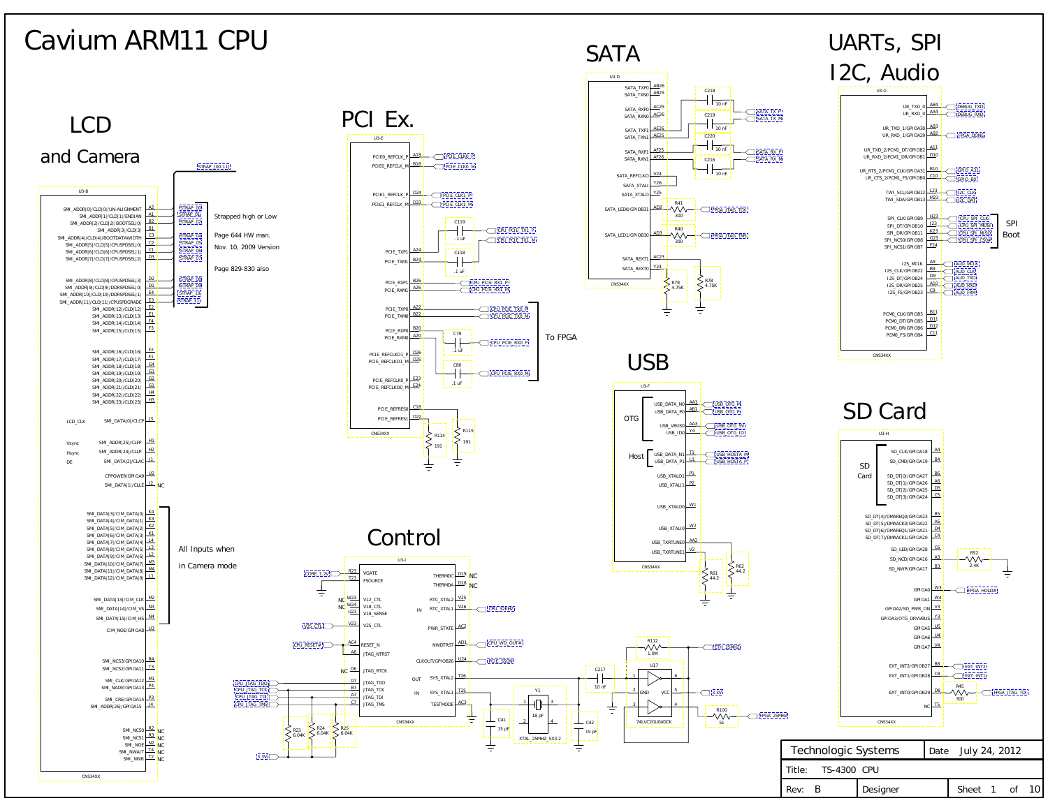# Cavium ARM11 CPU

## LCD and Camera

U3-B

| Signal | Pin | Net |
|---|---|---|
| SMI_ADDR[0]/CLD[0]/UN-ALIGNMENT | A2 | STRAP_00 |
| SMI_ADDR[1]/CLD[1]/ENDIAN | A1 | STRAP_01 |
| SMI_ADDR[2]/CLD[2]/BOOTSEL[0] | B2 | STRAP_02 |
| SMI_ADDR[3]/CLD[3] | B1 | |
| SMI_ADDR[4]/CLD[4]/BOOTDATAWIDTH | C3 | STRAP_04 |
| SMI_ADDR[5]/CLD[5]/CPUSPDSEL[0] | C2 | STRAP_05 |
| SMI_ADDR[6]/CLD[6]/CPUSPDSEL[1] | C1 | STRAP_06 |
| SMI_ADDR[7]/CLD[7]/CPUSPDSEL[2] | D3 | STRAP_07 |
| SMI_ADDR[8]/CLD[8]/CPUSPDSEL[3] | D2 | STRAP_08 |
| SMI_ADDR[9]/CLD[9]/DDRSPDSEL[0] | D1 | STRAP_09 |
| SMI_ADDR[10]/CLD[10]/DDRSPDSEL[1] | E4 | STRAP_10 |
| SMI_ADDR[11]/CLD[11]/CPUSPDGRADE | E3 | STRAP_11 |
| SMI_ADDR[12]/CLD[12] | E2 | |
| SMI_ADDR[13]/CLD[13] | E1 | |
| SMI_ADDR[14]/CLD[14] | F4 | |
| SMI_ADDR[15]/CLD[15] | F3 | |
| SMI_ADDR[16]/CLD[16] | F2 | |
| SMI_ADDR[17]/CLD[17] | F1 | |
| SMI_ADDR[18]/CLD[18] | G4 | |
| SMI_ADDR[19]/CLD[19] | G3 | |
| SMI_ADDR[20]/CLD[20] | G2 | |
| SMI_ADDR[21]/CLD[21] | G1 | |
| SMI_ADDR[22]/CLD[22] | H4 | |
| SMI_ADDR[23]/CLD[23] | H3 | |
| SMI_DATA[0]/CLCP (LCD_CLK) | J3 | |
| SMI_ADDR[25]/CLFP (Vsync) | H1 | |
| SMI_ADDR[24]/CLLP (Hsync) | H2 | |
| SMI_DATA[2]/CLAC (DE) | J1 | |
| CPPOWER/GPIOA9 | U2 | |
| SMI_DATA[1]/CLLE | J2 | NC |
| SMI_DATA[3]/CIM_DATA[0] | K4 | |
| SMI_DATA[4]/CIM_DATA[1] | K3 | |
| SMI_DATA[5]/CIM_DATA[2] | K2 | |
| SMI_DATA[6]/CIM_DATA[3] | K1 | |
| SMI_DATA[7]/CIM_DATA[4] | L4 | |
| SMI_DATA[8]/CIM_DATA[5] | L3 | |
| SMI_DATA[9]/CIM_DATA[6] | L2 | |
| SMI_DATA[10]/CIM_DATA[7] | M3 | |
| SMI_DATA[11]/CIM_DATA[8] | M4 | |
| SMI_DATA[12]/CIM_DATA[9] | L1 | |
| SMI_DATA[13]/CIM_CLK | M2 | |
| SMI_DATA[14]/CIM_VS | N3 | |
| SMI_DATA[15]/CIM_HS | N4 | |
| CIM_NOE/GPIOA8 | U3 | |
| SMI_NCS3/GPIOA10 | R4 | |
| SMI_NCS2/GPIOA11 | T3 | |
| SMI_CLK/GPIOA12 | M1 | |
| SMI_NADV/GPIOA13 | P4 | |
| SMI_CRE/GPIOA14 | P3 | |
| SMI_ADDR[26]/GPIOA15 | J4 | |
| SMI_NCS0 | R2 | NC |
| SMI_NCS1 | R3 | NC |
| SMI_NOE | N2 | NC |
| SMI_NWAIT | T4 | NC |
| SMI_NWR | T2 | NC |

CNS34XX

STRAP_[00:11]

Strapped high or Low

Page 644 HW man.

Nov. 10, 2009 Version

Page 829-830 also

All Inputs when in Camera mode

## PCI Ex.

U3-E

| Signal | Pin | Net |
|---|---|---|
| PCIE0_REFCLK_P | A18 | PCIE_CLK0_P |
| PCIE0_REFCLK_M | B18 | PCIE_CLK0_M |
| PCIE1_REFCLK_P | D24 | PCIE_CLK1_P |
| PCIE1_REFCLK_M | D23 | PCIE_CLK1_M |
| PCIE_TXP1 | A24 | C119 .1 uF — CPU_PCIE_TX1_P |
| PCIE_TXM1 | B24 | C118 .1 uF — CPU_PCIE_TX1_M |
| PCIE_RXP1 | B26 | CPU_PCIE_RX1_P |
| PCIE_RXM1 | A26 | CPU_PCIE_RX1_M |
| PCIE_TXP0 | A22 | CPU_PCIE_TX0_P |
| PCIE_TXM0 | B22 | CPU_PCIE_TX0_M |
| PCIE_RXP0 | B20 | C79 .1 uF — CPU_PCIE_RX0_P |
| PCIE_RXM0 | A20 | C80 .1 uF — CPU_PCIE_RX0_M |
| PCIE_REFCLKO1_P | D26 | |
| PCIE_REFCLKO1_M | D25 | |
| PCIE_REFCLKO_P | E23 | |
| PCIE_REFCLKO_M | E24 | |
| PCIE_REFRES0 | C18 | R115 191 |
| PCIE_REFRES1 | D22 | R114 191 |

To FPGA

CNS34XX

## SATA

U3-D

| Signal | Pin | Net |
|---|---|---|
| SATA_TXP0 | AB26 | |
| SATA_TXN0 | AB25 | |
| SATA_RXP0 | AC25 | C218 10 nF — SATA_TX_P |
| SATA_RXN0 | AC26 | C219 10 nF — SATA_TX_M |
| SATA_TXP1 | AE26 | C220 10 nF — SATA_RX_P |
| SATA_TXN1 | AE25 | C216 10 nF — SATA_RX_M |
| SATA_RXP1 | AF25 | |
| SATA_RXN1 | AF26 | |
| SATA_REFCLKO | V24 | |
| SATA_XTALI | Y26 | |
| SATA_XTALO | Y25 | |
| SATA_LED0/GPIOB31 | AD2 | R41 300 — FPGA_JTAG_TCK |
| SATA_LED1/GPIOB30 | AD3 | R40 300 — FPGA_JTAG_TMS |
| SATA_REXT1 | AC23 | R78 4.75K |
| SATA_REXT0 | Y24 | R79 4.75K |

CNS34XX

## USB

U3-F

| Signal | Pin | Net |
|---|---|---|
| USB_DATA_N0 | AA1 | USB_OTG_M |
| USB_DATA_P0 | AB1 | USB_OTG_P |
| USB_VBUS0 | AA3 | USB_OTG_5V |
| USB_ID0 | Y4 | USB_OTG_ID |
| USB_DATA_N1 | T1 | USB_HOSTA_M |
| USB_DATA_P1 | U1 | USB_HOSTA_P |
| USB_XTALO1 | P1 | |
| USB_XTALI1 | P2 | |
| USB_XTALO0 | W1 | |
| USB_XTALI0 | W2 | |
| USB_TXRTUNE0 | AA2 | R61 44.2 |
| USB_TXRTUNE1 | V2 | R62 44.2 |

OTG: USB_DATA_N0, USB_DATA_P0, USB_VBUS0, USB_ID0

Host: USB_DATA_N1, USB_DATA_P1

CNS34XX

## UARTs, SPI I2C, Audio

U3-G

| Signal | Pin | Net |
|---|---|---|
| UR_TXD_0 | AB4 | DEBUG_TXD |
| UR_RXD_0 | AA4 | DEBUG_RXD |
| UR_TXD_1/GPIOA30 | AB3 | |
| UR_RXD_1/GPIOA29 | AB2 | FPGA_DONE |
| UR_TXD_2/PCM1_DT/GPIOB2 | A11 | |
| UR_RXD_2/PCM1_DT/GPIOB1 | D10 | |
| UR_RTS_2/PCM1_CLK/GPIOA31 | B10 | GPIO_A31 |
| UR_CTS_2/PCM1_FS/GPIOB0 | C10 | GPIO_B0 |
| TWI_SCL/GPIOB12 | L23 | I2C_CLK |
| TWI_SDA/GPIOB13 | M23 | I2C_DAT |
| SPI_CLK/GPIOB9 | H23 | CPU_SPI_CLK |
| SPI_DT/GPIOB10 | J23 | CPU_SPI_MOSI |
| SPI_DR/GPIOB11 | K23 | CPU_SPI_MISO |
| SPI_NCS0/GPIOB8 | G23 | CPU_SPI_CS0# |
| SPI_NCS1/GPIOB7 | F24 | |
| I2S_MCLK | A9 | AUD_MCLK |
| I2S_CLK/GPIOB22 | B9 | AUD_CLK |
| I2S_DT/GPIOB24 | D9 | AUD_TXD |
| I2S_DR/GPIOB25 | A10 | AUD_RXD |
| I2S_FS/GPIOB23 | C9 | AUD_FRM |
| PCM0_CLK/GPIOB3 | B11 | |
| PCM0_DT/GPIOB5 | D11 | |
| PCM0_DR/GPIOB6 | D12 | |
| PCM0_FS/GPIOB4 | C11 | |

SPI Boot

CNS34XX

## SD Card

U3-H

| Signal | Pin | Net |
|---|---|---|
| SD_CLK/GPIOA18 | A4 | |
| SD_CMD/GPIOA19 | B4 | |
| SD_DT[0]/GPIOA27 | B6 | |
| SD_DT[1]/GPIOA26 | A6 | |
| SD_DT[2]/GPIOA25 | D5 | |
| SD_DT[3]/GPIOA24 | C5 | |
| SD_DT[4]/DMAREQ0/GPIOA23 | B5 | |
| SD_DT[5]/DMAACK0/GPIOA22 | A5 | |
| SD_DT[6]/DMAREQ1/GPIOA21 | D4 | |
| SD_DT[7]/DMAACK1/GPIOA20 | C4 | |
| SD_LED/GPIOA28 | C6 | |
| SD_NCD/GPIOA16 | A3 | R52 2.4K |
| SD_NWP/GPIOA17 | B3 | |
| GPIOA0 | W3 | FPGA_HOLD# |
| GPIOA1 | W4 | |
| GPIOA2/SD_PWR_ON | V3 | |
| GPIOA3/OTG_DRVVBUS | Y3 | |
| GPIOA5 | U5 | |
| GPIOA6 | U4 | |
| GPIOA7 | V4 | |
| EXT_INT2/GPIOB27 | B8 | EXT_INT2 |
| EXT_INT1/GPIOB28 | C8 | EXT_INT1 |
| EXT_INT0/GPIOB29 | D8 | R45 300 — FPGA_JTAG_TDI |
| NC | T5 | |

SD Card: SD_CLK, SD_CMD, SD_DT[0:3]

CNS34XX

## Control

U3-I

| Signal | Pin | Net |
|---|---|---|
| VGATE | R23 | CORE_1.2V |
| FSOURCE | T23 | |
| V12_CTL | W23 | NC |
| V18_CTL | W24 | NC |
| V18_SENSE | U23 | |
| V25_CTL | V23 | V25_CTL |
| RESET_N | AC4 | CPU_RESET# |
| JTAG_NTRST | A8 | |
| JTAG_RTCK | D6 | NC |
| JTAG_TDO | D7 | CPU_JTAG_TDO |
| JTAG_TCK | B7 | CPU_JTAG_TCK |
| JTAG_TDI | A7 | CPU_JTAG_TDI |
| JTAG_TMS | C7 | CPU_JTAG_TMS |
| THERMDC | D19 | NC |
| THERMDA | D18 | NC |
| RTC_XTAL2 | V25 | |
| RTC_XTAL1 | V26 | CPU_32KHZ |
| PWR_STATE | AC2 | |
| NWDTRST | AD1 | CPU_WD_OUT# |
| CLKOUT/GPIOB26 | U24 | PCIE_50OHM |
| SYS_XTAL2 | T26 | |
| SYS_XTAL1 | T25 | |
| TESTMODE | AC3 | |

R23 6.04K, R24 6.04K, R25 6.04K — 3.3V

Y1 XTAL_25MHZ_5X3.2, C41 15 pF, C42 15 pF, Y1 18 pF

C217 10 nF

U17 74LVC2G04DCK: R112 1.0M, R100 51 — ETH_25MHZ, FPGA_25MHZ, 3.3V

CNS34XX

| Technologic Systems | Date July 24, 2012 |
|---|---|
| Title: TS-4300 CPU | |
| Rev: B | Designer | Sheet 1 of 10 |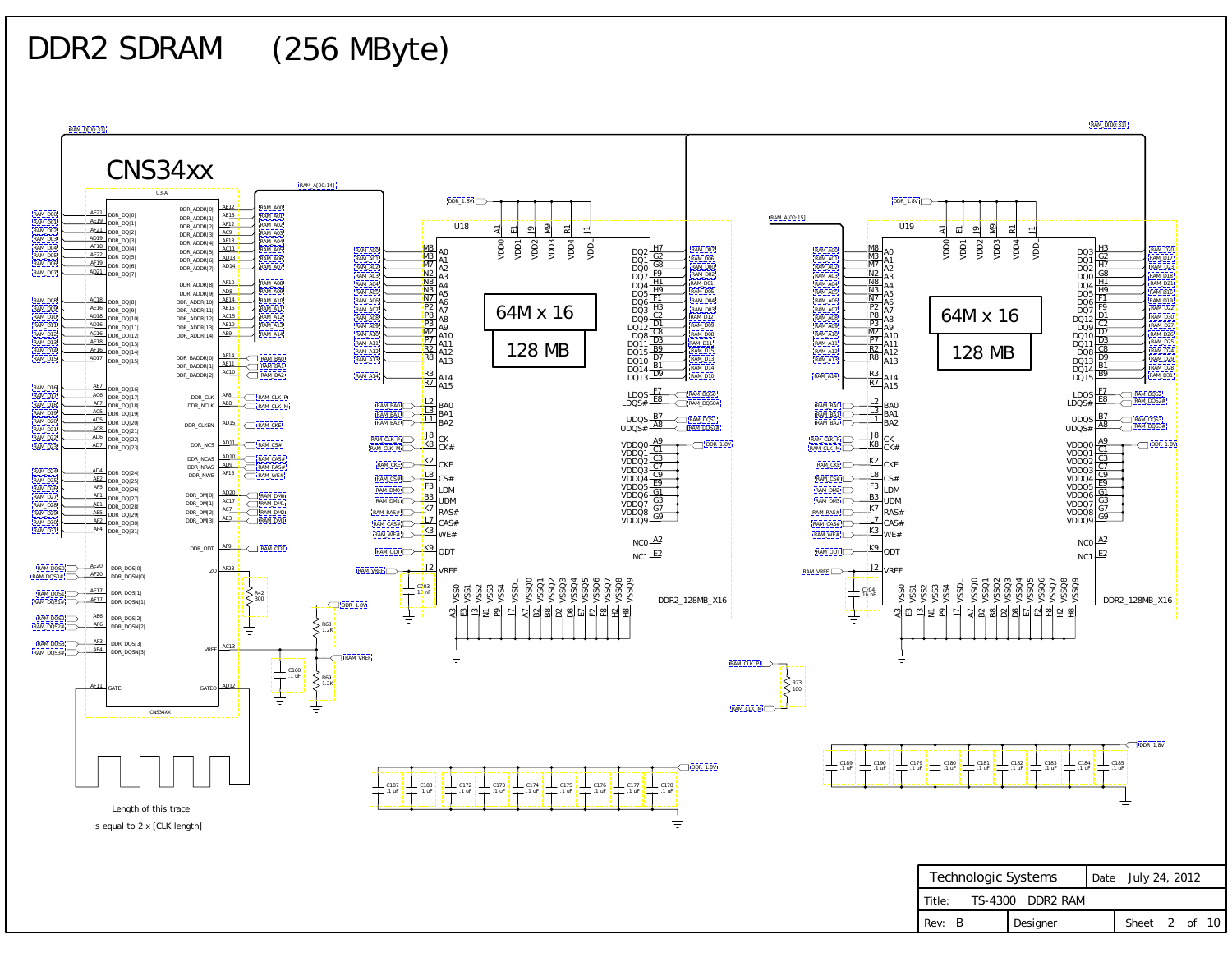# DDR2 SDRAM (256 MByte)

## CNS34xx

U3-A

| Pin | Signal | Net |
|---|---|---|
| AE21 | DDR_DQ[0] | RAM_D00 |
| AE19 | DDR_DQ[1] | RAM_D01 |
| AF21 | DDR_DQ[2] | RAM_D02 |
| AD19 | DDR_DQ[3] | RAM_D03 |
| AF18 | DDR_DQ[4] | RAM_D04 |
| AE22 | DDR_DQ[5] | RAM_D05 |
| AF19 | DDR_DQ[6] | RAM_D06 |
| AD21 | DDR_DQ[7] | RAM_D07 |
| AC18 | DDR_DQ[8] | RAM_D08 |
| AE16 | DDR_DQ[9] | RAM_D09 |
| AD18 | DDR_DQ[10] | RAM_D10 |
| AD16 | DDR_DQ[11] | RAM_D11 |
| AC16 | DDR_DQ[12] | RAM_D12 |
| AE18 | DDR_DQ[13] | RAM_D13 |
| AF16 | DDR_DQ[14] | RAM_D14 |
| AD17 | DDR_DQ[15] | RAM_D15 |
| AE7 | DDR_DQ[16] | RAM_D16 |
| AC6 | DDR_DQ[17] | RAM_D17 |
| AF7 | DDR_DQ[18] | RAM_D18 |
| AC5 | DDR_DQ[19] | RAM_D19 |
| AD5 | DDR_DQ[20] | RAM_D20 |
| AC8 | DDR_DQ[21] | RAM_D21 |
| AD6 | DDR_DQ[22] | RAM_D22 |
| AD7 | DDR_DQ[23] | RAM_D23 |
| AD4 | DDR_DQ[24] | RAM_D24 |
| AE2 | DDR_DQ[25] | RAM_D25 |
| AF5 | DDR_DQ[26] | RAM_D26 |
| AF1 | DDR_DQ[27] | RAM_D27 |
| AE1 | DDR_DQ[28] | RAM_D28 |
| AE5 | DDR_DQ[29] | RAM_D29 |
| AF2 | DDR_DQ[30] | RAM_D30 |
| AF4 | DDR_DQ[31] | RAM_D31 |
| AE20 | DDR_DQS[0] | RAM_DQS0 |
| AF20 | DDR_DQSN[0] | RAM_DQS0# |
| AE17 | DDR_DQS[1] | RAM_DQS1 |
| AF17 | DDR_DQSN[1] | RAM_DQS1# |
| AE6 | DDR_DQS[2] | RAM_DQS2 |
| AF6 | DDR_DQSN[2] | RAM_DQS2# |
| AF3 | DDR_DQS[3] | RAM_DQS3 |
| AE4 | DDR_DQSN[3] | RAM_DQS3# |
| AF11 | GATEI | |
| AE12 | DDR_ADDR[0] | RAM_A00 |
| AE13 | DDR_ADDR[1] | RAM_A01 |
| AF12 | DDR_ADDR[2] | RAM_A02 |
| AC9 | DDR_ADDR[3] | RAM_A03 |
| AF13 | DDR_ADDR[4] | RAM_A04 |
| AC11 | DDR_ADDR[5] | RAM_A05 |
| AD13 | DDR_ADDR[6] | RAM_A06 |
| AD14 | DDR_ADDR[7] | RAM_A07 |
| AF10 | DDR_ADDR[8] | RAM_A08 |
| AD8 | DDR_ADDR[9] | RAM_A09 |
| AE14 | DDR_ADDR[10] | RAM_A10 |
| AE15 | DDR_ADDR[11] | RAM_A11 |
| AC15 | DDR_ADDR[12] | RAM_A12 |
| AE10 | DDR_ADDR[13] | RAM_A13 |
| AE9 | DDR_ADDR[14] | RAM_A14 |
| AF14 | DDR_BADDR[0] | RAM_BA0 |
| AE11 | DDR_BADDR[1] | RAM_BA1 |
| AC10 | DDR_BADDR[2] | RAM_BA2 |
| AF8 | DDR_CLK | RAM_CLK_P |
| AE8 | DDR_NCLK | RAM_CLK_N |
| AD15 | DDR_CLKEN | RAM_CKE |
| AD11 | DDR_NCS | RAM_CS# |
| AD10 | DDR_NCAS | RAM_CAS# |
| AD9 | DDR_NRAS | RAM_RAS# |
| AF15 | DDR_NWE | RAM_WE# |
| AD20 | DDR_DM[0] | RAM_DM0 |
| AC17 | DDR_DM[1] | RAM_DM1 |
| AC7 | DDR_DM[2] | RAM_DM2 |
| AE3 | DDR_DM[3] | RAM_DM3 |
| AF9 | DDR_ODT | RAM_ODT |
| AF23 | ZQ | R42 300 |
| AC13 | VREF | RAM_VREF |
| AD12 | GATEO | |

CNS34XX

R68 1.2K, R69 1.2K, C160 .1 uF (DDR_1.8V, RAM_VREF)

Length of this trace is equal to 2 x [CLK length]

## U18 — 64M x 16, 128 MB (DDR2_128MB_X16)

Power: A1, E1, J9, M9, R1, J1 — VDD0, VDD1, VDD2, VDD3, VDD4, VDDL (DDR_1.8V)

| Pin | Signal | Net |
|---|---|---|
| M8 | A0 | RAM_A00 |
| M3 | A1 | RAM_A01 |
| M7 | A2 | RAM_A02 |
| N2 | A3 | RAM_A03 |
| N8 | A4 | RAM_A04 |
| N3 | A5 | RAM_A05 |
| N7 | A6 | RAM_A06 |
| P2 | A7 | RAM_A07 |
| P8 | A8 | RAM_A08 |
| P3 | A9 | RAM_A09 |
| M2 | A10 | RAM_A10 |
| P7 | A11 | RAM_A11 |
| R2 | A12 | RAM_A12 |
| R8 | A13 | RAM_A13 |
| R3 | A14 | RAM_A14 |
| R7 | A15 | |
| L2 | BA0 | RAM_BA0 |
| L3 | BA1 | RAM_BA1 |
| L1 | BA2 | RAM_BA2 |
| J8 | CK | RAM_CLK_P |
| K8 | CK# | RAM_CLK_N |
| K2 | CKE | RAM_CKE |
| L8 | CS# | RAM_CS# |
| F3 | LDM | RAM_DM0 |
| B3 | UDM | RAM_DM1 |
| K7 | RAS# | RAM_RAS# |
| L7 | CAS# | RAM_CAS# |
| K3 | WE# | RAM_WE# |
| K9 | ODT | RAM_ODT |
| J2 | VREF | RAM_VREF |
| H7 | DQ2 | RAM_D07 |
| G2 | DQ1 | RAM_D06 |
| G8 | DQ0 | RAM_D00 |
| F9 | DQ7 | RAM_D02 |
| H1 | DQ4 | RAM_D01 |
| H9 | DQ5 | RAM_D03 |
| F1 | DQ6 | RAM_D04 |
| H3 | DQ3 | RAM_D05 |
| C2 | DQ9 | RAM_D12 |
| D1 | DQ12 | RAM_D09 |
| C8 | DQ8 | RAM_D08 |
| D3 | DQ11 | RAM_D11 |
| B9 | DQ15 | RAM_D15 |
| D7 | DQ10 | RAM_D13 |
| B1 | DQ14 | RAM_D14 |
| D9 | DQ13 | RAM_D10 |
| F7 | LDQS | RAM_DQS0 |
| E8 | LDQS# | RAM_DQS0# |
| B7 | UDQS | RAM_DQS1 |
| A8 | UDQS# | RAM_DQS1# |
| A9, C1, C3, C7, C9, E9, G1, G3, G7, G9 | VDDQ0–VDDQ9 | DDR_1.8V |
| A2 | NC0 | |
| E2 | NC1 | |
| A3, E3, J3, N1, P9, J7, A7, B2, B8, D2, D8, E7, F2, F8, H2, H8 | VSS0–VSS4, VSSDL, VSSQ0–VSSQ9 | GND |

C203 10 nF

## U19 — 64M x 16, 128 MB (DDR2_128MB_X16)

| Pin | Signal | Net |
|---|---|---|
| M8–R8 | A0–A13 | RAM_A00–RAM_A13 |
| R3 | A14 | RAM_A14 |
| R7 | A15 | |
| L2, L3, L1 | BA0, BA1, BA2 | RAM_BA0, RAM_BA1, RAM_BA2 |
| J8 | CK | RAM_CLK_P |
| K8 | CK# | RAM_CLK_N |
| K2 | CKE | RAM_CKE |
| L8 | CS# | RAM_CS# |
| F3 | LDM | RAM_DM2 |
| B3 | UDM | RAM_DM3 |
| K7 | RAS# | RAM_RAS# |
| L7 | CAS# | RAM_CAS# |
| K3 | WE# | RAM_WE# |
| K9 | ODT | RAM_ODT |
| J2 | VREF | RAM_VREF |
| H3 | DQ3 | RAM_D20 |
| G2 | DQ1 | RAM_D17 |
| H7 | DQ2 | RAM_D23 |
| G8 | DQ0 | RAM_D18 |
| H1 | DQ4 | RAM_D21 |
| H9 | DQ5 | RAM_D16 |
| F9 | DQ6 | RAM_D19 |
| D1 | DQ7 | RAM_D22 |
| C2 | DQ12 | RAM_D30 |
| D7 | DQ9 | RAM_D27 |
| D3 | DQ10 | RAM_D26 |
| C8 | DQ11 | RAM_D24 |
| D9 | DQ8 | RAM_D25 |
| B1 | DQ13 | RAM_D29 |
| B9 | DQ14 / DQ15 | RAM_D28 / RAM_D31 |
| F7 | LDQS | RAM_DQS2 |
| E8 | LDQS# | RAM_DQS2# |
| B7 | UDQS | RAM_DQS3 |
| A8 | UDQS# | RAM_DQS3# |
| A9, C1, C3, C7, C9, E9, G1, G3, G7, G9 | VDDQ0–VDDQ9 | DDR_1.8V |
| A2 | NC0 | |
| E2 | NC1 | |

C204 10 nF

R73 100 (RAM_CLK_P – RAM_CLK_N)

Decoupling (DDR_1.8V): C187, C188, C172, C173, C174, C175, C176, C177, C178 .1 uF; C189, C190, C179, C180, C181, C182, C183, C184, C185 .1 uF

| Technologic Systems | Date July 24, 2012 |
|---|---|
| Title: TS-4300 DDR2 RAM | |
| Rev: B | Designer |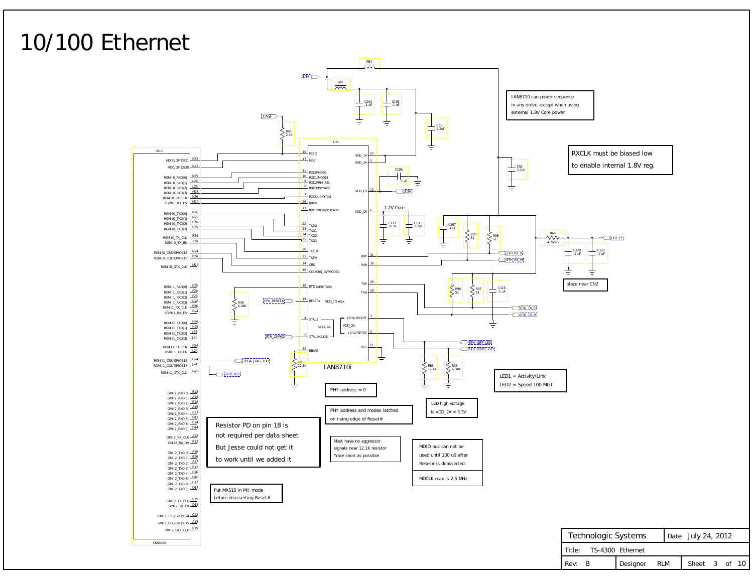# 10/100 Ethernet

LAN8710 can power sequence in any order, except when using external 1.8V Core power

RXCLK must be biased low to enable internal 1.8V reg.

place near CN2

PHY address = 0

PHY address and modes latched on rising edge of Reset#

LED high voltage is VDD_2A = 3.3V

LED1 = Activity/Link
LED2 = Speed 100 Mbit

Resistor PD on pin 18 is not required per data sheet
But Jesse could not get it to work until we added it

Must have no aggressor signals near 12.1K resistor
Trace short as possible

MDIO bus can not be used until 100 uS after Reset# is deasserted

MDCLK max is 2.5 MHz

Put MX515 in MII mode before deasserting Reset#

| Technologic Systems | Date July 24, 2012 |
|---|---|
| Title: TS-4300 Ethernet | |
| Rev: B | Designer RLM |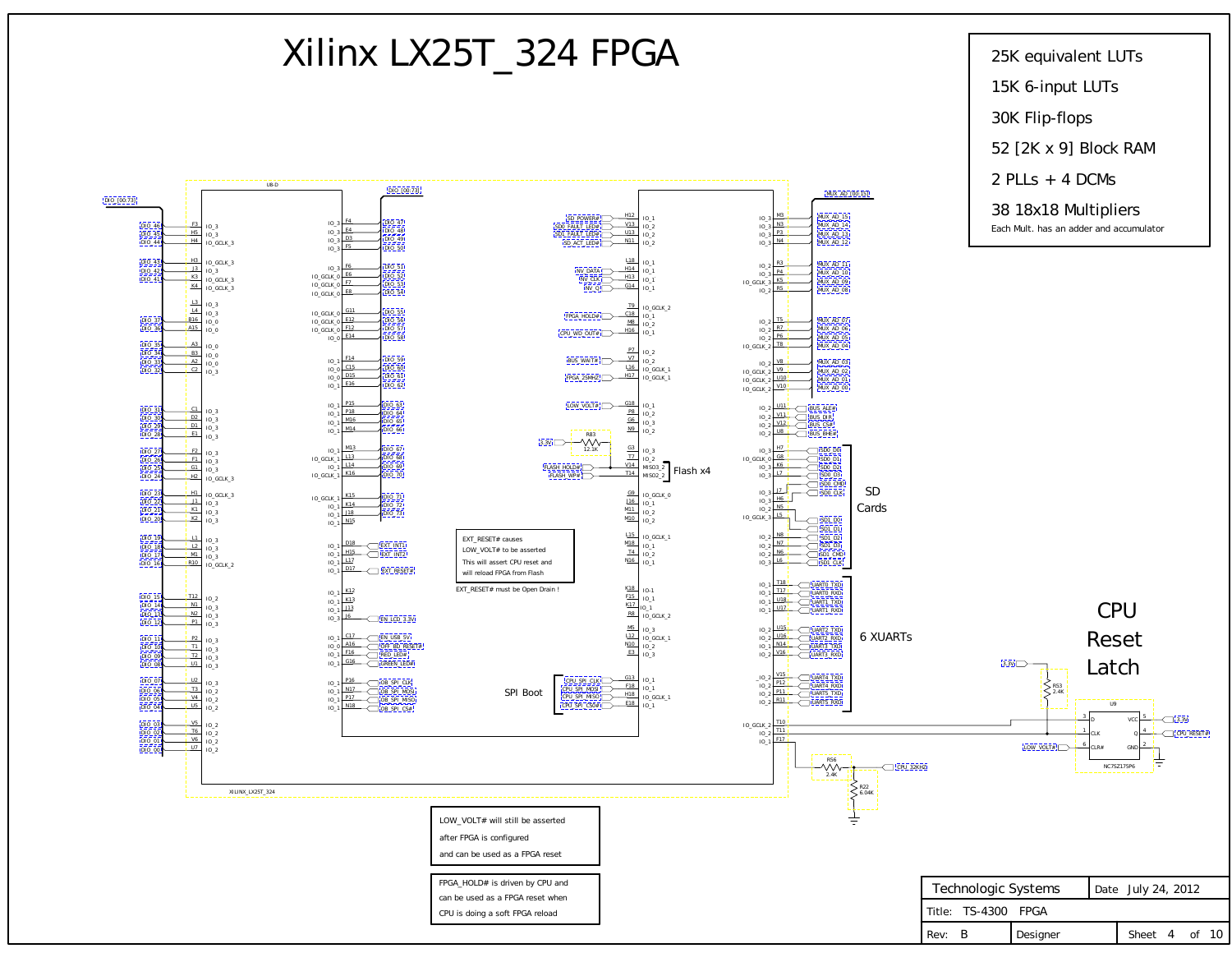# Xilinx LX25T_324 FPGA

- 25K equivalent LUTs
- 15K 6-input LUTs
- 30K Flip-flops
- 52 [2K x 9] Block RAM
- 2 PLLs + 4 DCMs
- 38 18x18 Multipliers

Each Mult. has an adder and accumulator

SD Cards

6 XUARTs

Flash x4

SPI Boot

## CPU Reset Latch

EXT_RESET# causes LOW_VOLT# to be asserted

This will assert CPU reset and will reload FPGA from Flash

EXT_RESET# must be Open Drain !

LOW_VOLT# will still be asserted after FPGA is configured and can be used as a FPGA reset

FPGA_HOLD# is driven by CPU and can be used as a FPGA reset when CPU is doing a soft FPGA reload

| Technologic Systems | Date July 24, 2012 |
|---|---|
| Title: TS-4300 FPGA | |
| Rev: B | Designer |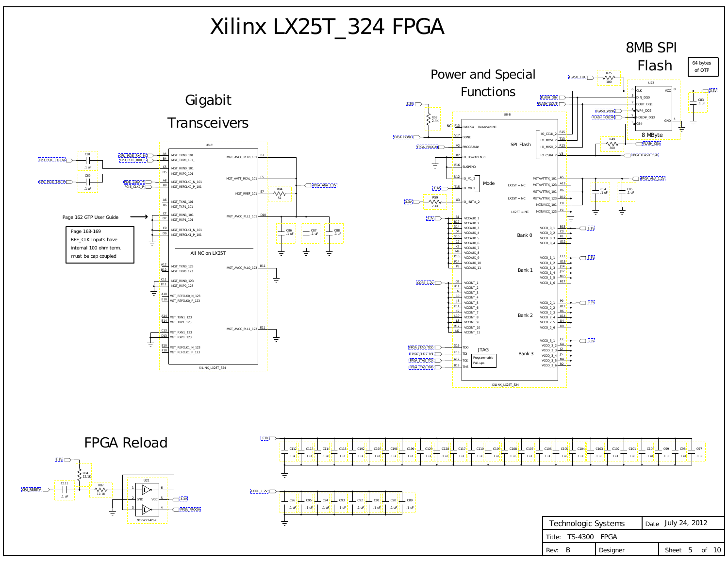# Xilinx LX25T_324 FPGA

## Gigabit Transceivers

U8-C

| Pin | Signal | Pin | Signal |
|---|---|---|---|
| A4 | MGT_TXN0_101 | B7 | MGT_AVCC_PLL0_101 |
| B4 | MGT_TXP0_101 | E5 | MGT_AVTT_RCAL_101 |
| C5 | MGT_RXN0_101 | E7 | MGT_RREF_101 |
| D5 | MGT_RXP0_101 | D10 | MGT_AVCC_PLL1_101 |
| A8 | MGT_REFCLK0_N_101 | B11 | MGT_AVCC_PLL0_123 |
| B8 | MGT_REFCLK0_P_101 | E11 | MGT_AVCC_PLL1_123 |
| A6 | MGT_TXN1_101 | | |
| B6 | MGT_TXP1_101 | | |
| C7 | MGT_RXN1_101 | | |
| D7 | MGT_RXP1_101 | | |
| C9 | MGT_REFCLK1_N_101 | | |
| D9 | MGT_REFCLK1_P_101 | | |
| A12 | MGT_TXN0_123 | | |
| B12 | MGT_TXP0_123 | | |
| C11 | MGT_RXN0_123 | | |
| D11 | MGT_RXP0_123 | | |
| A10 | MGT_REFCLK0_N_123 | | |
| B10 | MGT_REFCLK0_P_123 | | |
| A14 | MGT_TXN1_123 | | |
| B14 | MGT_TXP1_123 | | |
| C13 | MGT_RXN1_123 | | |
| D13 | MGT_RXP1_123 | | |
| E10 | MGT_REFCLK1_N_123 | | |
| F10 | MGT_REFCLK1_P_123 | | |

All NC on LX25T

XILINX_LX25T_324

- CPU_PCIE_TX0_N — C81 .1 uF
- CPU_PCIE_TX0_P — C69 .1 uF
- CPU_PCIE_RX0_N, CPU_PCIE_RX0_P
- PCIE_CLK0_N, PCIE_CLK0_P
- FPGA_ANA_1.2V — R94 51; C86 .1 uF, C87 .1 uF, C88 .1 uF

Page 162 GTP User Guide

Page 168-169
REF_CLK Inputs have internal 100 ohm term. must be cap coupled

## Power and Special Functions

U8-B

| Pin | Signal | Pin | Signal |
|---|---|---|---|
| P13 | CMPCS# (NC) — Reserved NC | R15 | IO_CCLK_2 |
| V17 | DONE | T13 | IO_MOSI_2 |
| V2 | PROGRAM# | R13 | IO_MISO_2 |
| B2 | IO_HSWAPEN_0 | V3 | IO_CS0#_2 |
| R16 | SUSPEND | A5 | MGTAVTTTX_101 |
| N12 | IO_M1_2 | A13 | MGTAVTTTX_123 (LX25T = NC) |
| T15 | IO_M0_2 | D6 | MGTAVTTRX_101 |
| U3 | IO_INIT#_2 | D12 | MGTAVTTRX_123 (LX25T = NC) |
| B1, B17, D14, D4, G10, J12, K7, M9, P10, P14, P5 | VCCAUX_1 … VCCAUX_11 | C8 | MGTAVCC_101 |
| G7, H11, H9, J10, J8, K11, K9, L10, L8, M12, M7 | VCCINT_1 … VCCINT_11 | E9 | MGTAVCC_123 (LX25T = NC) |
| D16 | TDO | B15, C3, F8, G12 | VCCO_0_1 … VCCO_0_4 (Bank 0) |
| F13 | TDI | E17, G15, J14, J17, M15, R17 | VCCO_1_1 … VCCO_1_6 (Bank 1) |
| A17 | TCK | P9, R12, R6, U14, U4, U9 | VCCO_2_1 … VCCO_2_6 (Bank 2) |
| B18 | TMS | E2, G4, J2, J5, M4, R2 | VCCO_3_1 … VCCO_3_6 (Bank 3) |

SPI Flash; Mode; JTAG (Programmable Pull-ups)

XILINX_LX25T_324

- 3.3V — R58 2.4K; R59 2.4K
- FPGA_DONE, FPGA_PROGM, 3.3V, CORE_1.2V
- FPGA_JTAG_TDO, FPGA_JTAG_TDI, FPGA_JTAG_TCK, FPGA_JTAG_TMS
- FPGA_ANA_1.2V — C84 .1 uF, C85 .1 uF

## 8MB SPI Flash

64 bytes of OTP

U23 — 8 MByte

| Pin | Signal |
|---|---|
| 6 | CLK |
| 5 | DIN_DQ0 |
| 2 | DOUT_DQ1 |
| 3 | WP#_DQ2 |
| 7 | HOLD#_DQ3 |
| 1 | CS# |
| 8 | VCC |
| 4 | GND |

- FLASH_CLK — R75 100
- FLASH_DIN, FLASH_DOUT, FLASH_WP#, FLASH_HOLD#
- FLASH_CS# — R49 300; FPGA_FLASH_CS#
- 3.3V — C83 .1 uF

## FPGA Reload

- 3.3V — R84 12.1K
- CPU_RESET# — C111 .1 uF; R87 12.1K
- U21 NC7WZ14P6X (pins 1, 2 GND, 3, 4, 5 VCC, 6) — 3.3V, FPGA_PROGM

3.3V decoupling: C112, C113, C114, C115, C192, C193, C198, C199, C129, C128, C117, C110, C109, C108, C107, C106, C105, C104, C103, C102, C101, C100, C99, C98, C97 — .1 uF each

CORE_1.2V decoupling: C96, C95, C94, C93, C92, C91, C90, C89 — .1 uF each

| Technologic Systems | Date July 24, 2012 |
|---|---|
| Title: TS-4300 FPGA | |
| Rev: B | Designer |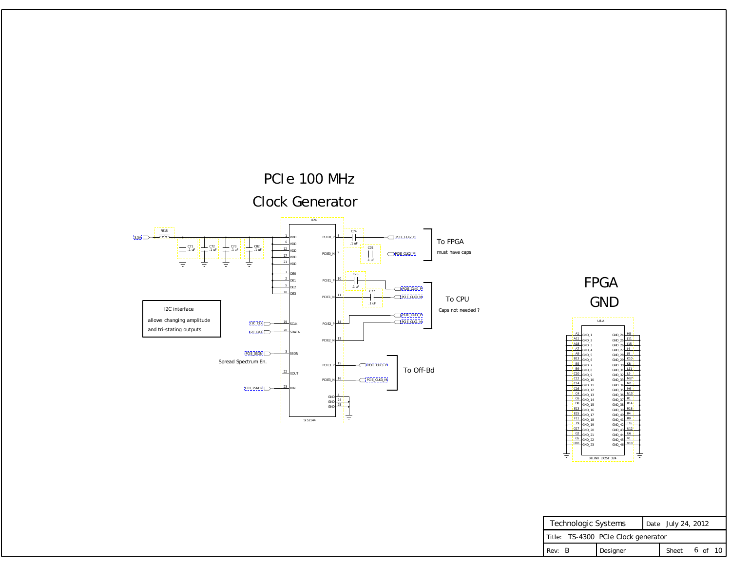# PCIe 100 MHz Clock Generator

FB15

3.3V

C71 .1 uF

C72 .1 uF

C73 .1 uF

C82 .1 uF

U24

SI52144

| Pin | Name | Pin | Name |
|---|---|---|---|
| 1 | VDD | 8 | PCIE0_P |
| 6 | VDD | 9 | PCIE0_N |
| 12 | VDD | 10 | PCIE1_P |
| 17 | VDD | 11 | PCIE1_N |
| 21 | VDD | 14 | PCIE2_P |
| 7 | OE0 | 13 | PCIE2_N |
| 2 | OE1 | 15 | PCIE3_P |
| 5 | OE2 | 16 | PCIE3_N |
| 18 | OE3 | 4 | GND |
| 19 | SCLK | 24 | GND |
| 20 | SDATA | 25 | GND |
| 3 | SSON | | |
| 22 | XOUT | | |
| 23 | XIN | | |

C74 .1 uF

C75 .1 uF

C76 .1 uF

C77 .1 uF

PCIE_CLK2_P

PCIE_CLK2_M

To FPGA

must have caps

PCIE_CLK0_P

PCIE_CLK0_M

PCIE_CLK1_P

PCIE_CLK1_M

To CPU

Caps not needed ?

PCIE_CLK3_P

PCIE_CLK3_M

To Off-Bd

I2C interface

allows changing amplitude

and tri-stating outputs

I2C_CLK

I2C_DAT

PCIE_SSON

Spread Spectrum En.

ETH_25MHZ

# FPGA GND

U8-A

XILINX_LX25T_324

| Pin | Name | Pin | Name |
|---|---|---|---|
| A1 | GND_1 | H8 | GND_24 |
| A11 | GND_2 | J11 | GND_25 |
| A18 | GND_3 | J15 | GND_26 |
| A7 | GND_4 | J4 | GND_27 |
| A9 | GND_5 | J9 | GND_28 |
| B13 | GND_6 | K10 | GND_29 |
| B5 | GND_7 | K8 | GND_30 |
| B9 | GND_8 | L11 | GND_31 |
| C10 | GND_9 | L9 | GND_32 |
| C12 | GND_10 | M17 | GND_33 |
| C14 | GND_11 | M2 | GND_34 |
| C16 | GND_12 | M6 | GND_35 |
| C4 | GND_13 | N13 | GND_36 |
| C6 | GND_14 | R1 | GND_37 |
| D8 | GND_15 | R14 | GND_38 |
| E13 | GND_16 | R18 | GND_39 |
| E15 | GND_17 | R4 | GND_40 |
| F11 | GND_18 | R9 | GND_41 |
| F9 | GND_19 | T16 | GND_42 |
| G17 | GND_20 | U12 | GND_43 |
| G2 | GND_21 | U6 | GND_44 |
| G5 | GND_22 | V1 | GND_45 |
| H10 | GND_23 | V18 | GND_46 |

| Technologic Systems | Date July 24, 2012 | |
|---|---|---|
| Title: TS-4300 PCIe Clock generator | | |
| Rev: B | Designer | Sheet 6 of 10 |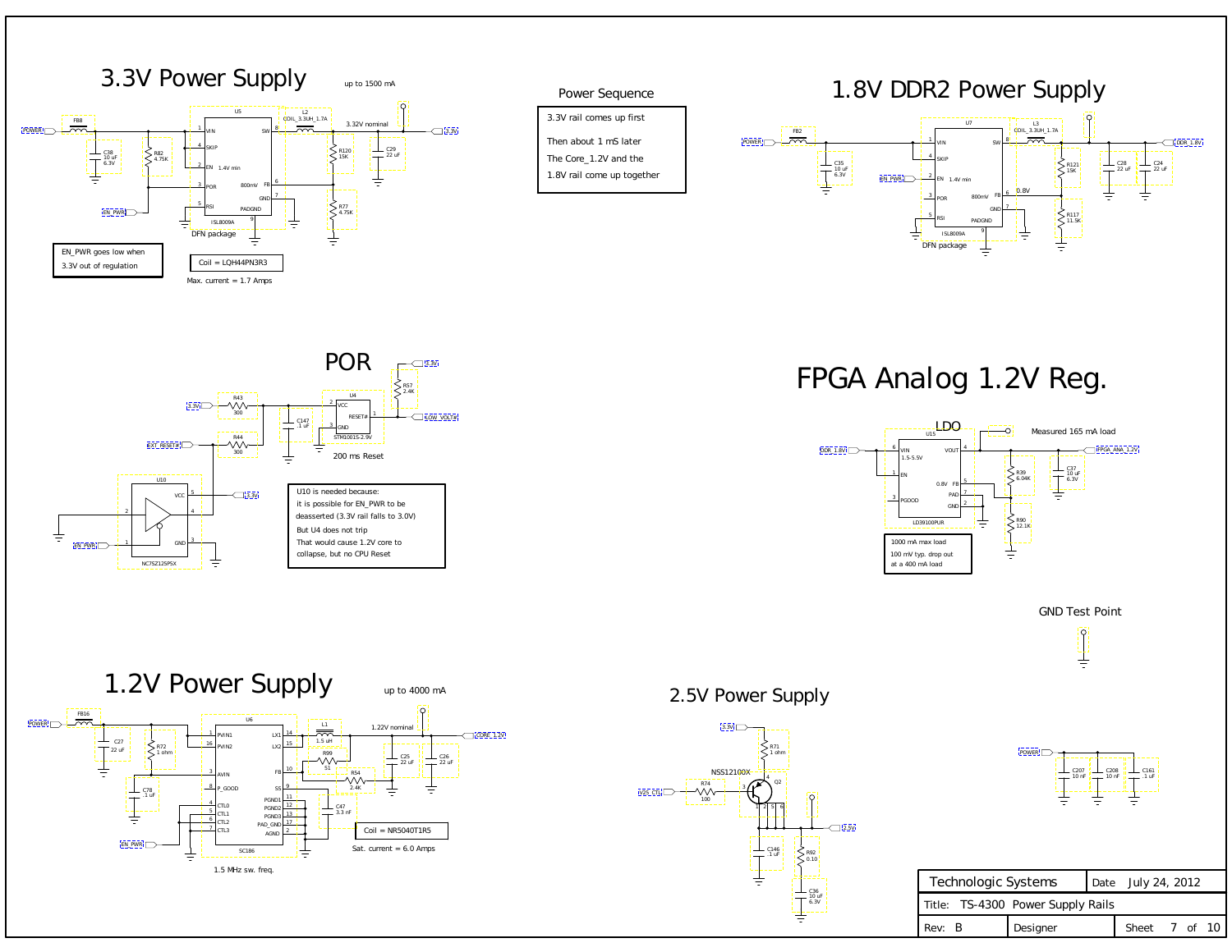# 3.3V Power Supply

up to 1500 mA

POWER, FB8, C38 10 uF 6.3V, R82 4.75K, U5, VIN, SKIP, EN 1.4V min, POR, RSI, SW, 800mV FB, GND, PADGND, ISL8009A, L2 COIL_3.3UH_1.7A, 3.32V nominal, R120 15K, C29 22 uF, R77 4.75K, 3.3V, EN_PWR

DFN package

EN_PWR goes low when 3.3V out of regulation

Coil = LQH44PN3R3

Max. current = 1.7 Amps

## Power Sequence

3.3V rail comes up first

Then about 1 mS later

The Core_1.2V and the

1.8V rail come up together

# 1.8V DDR2 Power Supply

POWER, FB2, C35 10 uF 6.3V, EN_PWR, U7, VIN, SKIP, EN 1.4V min, POR, RSI, SW, 800mV FB, GND, PADGND, ISL8009A, L3 COIL_3.3UH_1.7A, R121 15K, 0.8V, R117 11.5K, C28 22 uF, C24 22 uF, DDR_1.8V

DFN package

# POR

3.3V, R43 300, C147 .1 uF, U4, VCC, RESET#, GND, STM1001S-2.9V, 3.3V, R57 2.4K, LOW_VOLT#

200 ms Reset

EXT_RESET#, R44 300, U10, VCC, GND, 3.3V, EN_PWR, NC7SZ125P5X

U10 is needed because:
it is possible for EN_PWR to be deasserted (3.3V rail falls to 3.0V)
But U4 does not trip
That would cause 1.2V core to collapse, but no CPU Reset

# FPGA Analog 1.2V Reg.

LDO

Measured 165 mA load

DDR_1.8V, U15, VIN 1.5-5.5V, EN, PGOOD, VOUT, 0.8V FB, PAD, GND, LD39100PUR, R39 6.04K, R90 12.1K, C37 10 uF 6.3V, FPGA_ANA_1.2V

1000 mA max load

100 mV typ. drop out at a 400 mA load

GND Test Point

# 1.2V Power Supply

up to 4000 mA

POWER, FB16, C27 22 uF, R72 1 ohm, C78 .1 uF, U6, PVIN1, PVIN2, AVIN, P_GOOD, CTL0, CTL1, CTL2, CTL3, LX1, LX2, FB, SS, PGND1, PGND2, PGND3, PAD_GND, AGND, SC186, L1 1.5 uH, 1.22V nominal, R99 51, R54 2.4K, C47 3.3 nF, C25 22 uF, C26 22 uF, CORE_1.2V, EN_PWR

1.5 MHz sw. freq.

Coil = NR5040T1R5

Sat. current = 6.0 Amps

## 2.5V Power Supply

3.3V, R71 1 ohm, NSS12100X, Q2, R74 100, V2C_CTL, C146 .1 uF, R92 0.10, C36 10 uF 6.3V, 2.5V

POWER, C207 10 nF, C208 10 nF, C161 .1 uF

| Technologic Systems | Date July 24, 2012 | |
|---|---|---|
| Title: TS-4300 Power Supply Rails | | |
| Rev: B | Designer | Sheet 7 of 10 |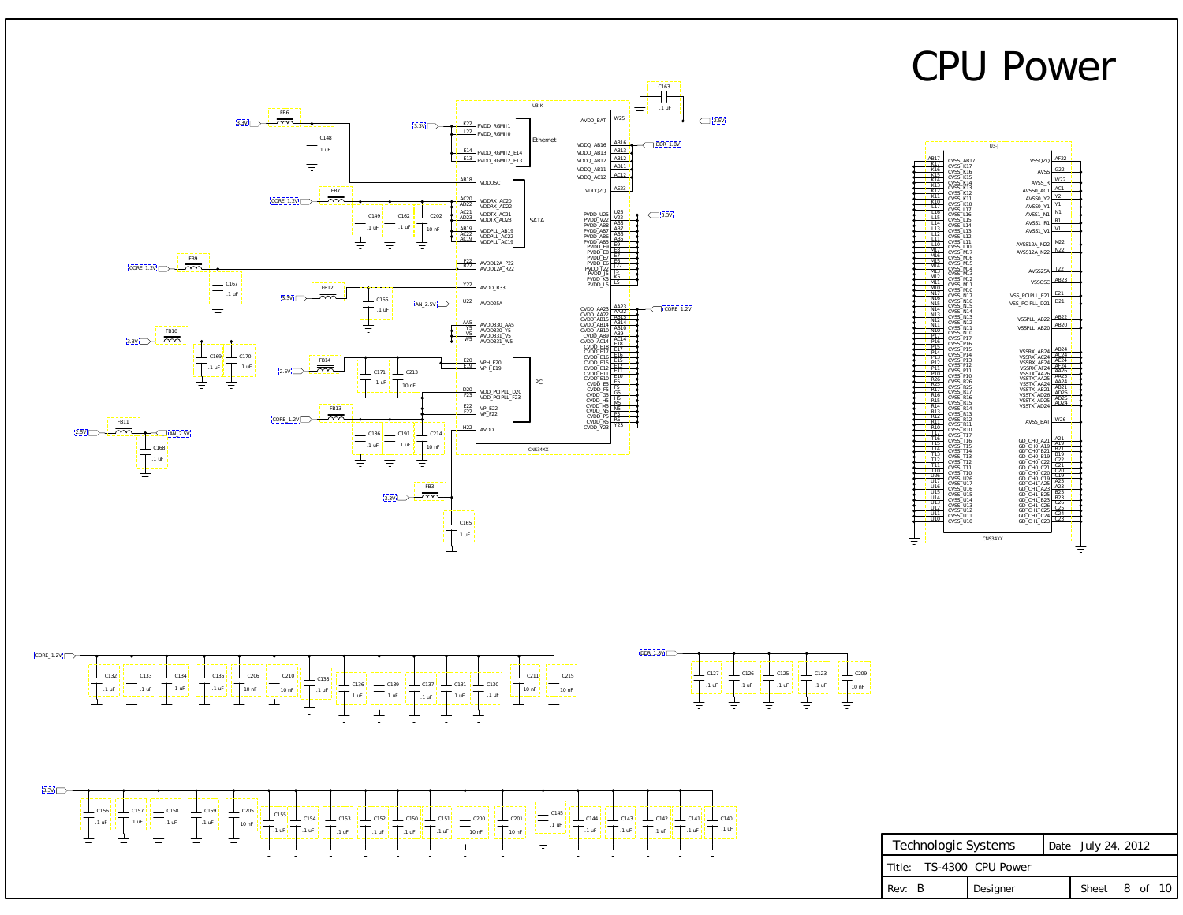# CPU Power

| Technologic Systems | Date July 24, 2012 |
|---|---|
| Title: TS-4300 CPU Power | |
| Rev: B | Designer |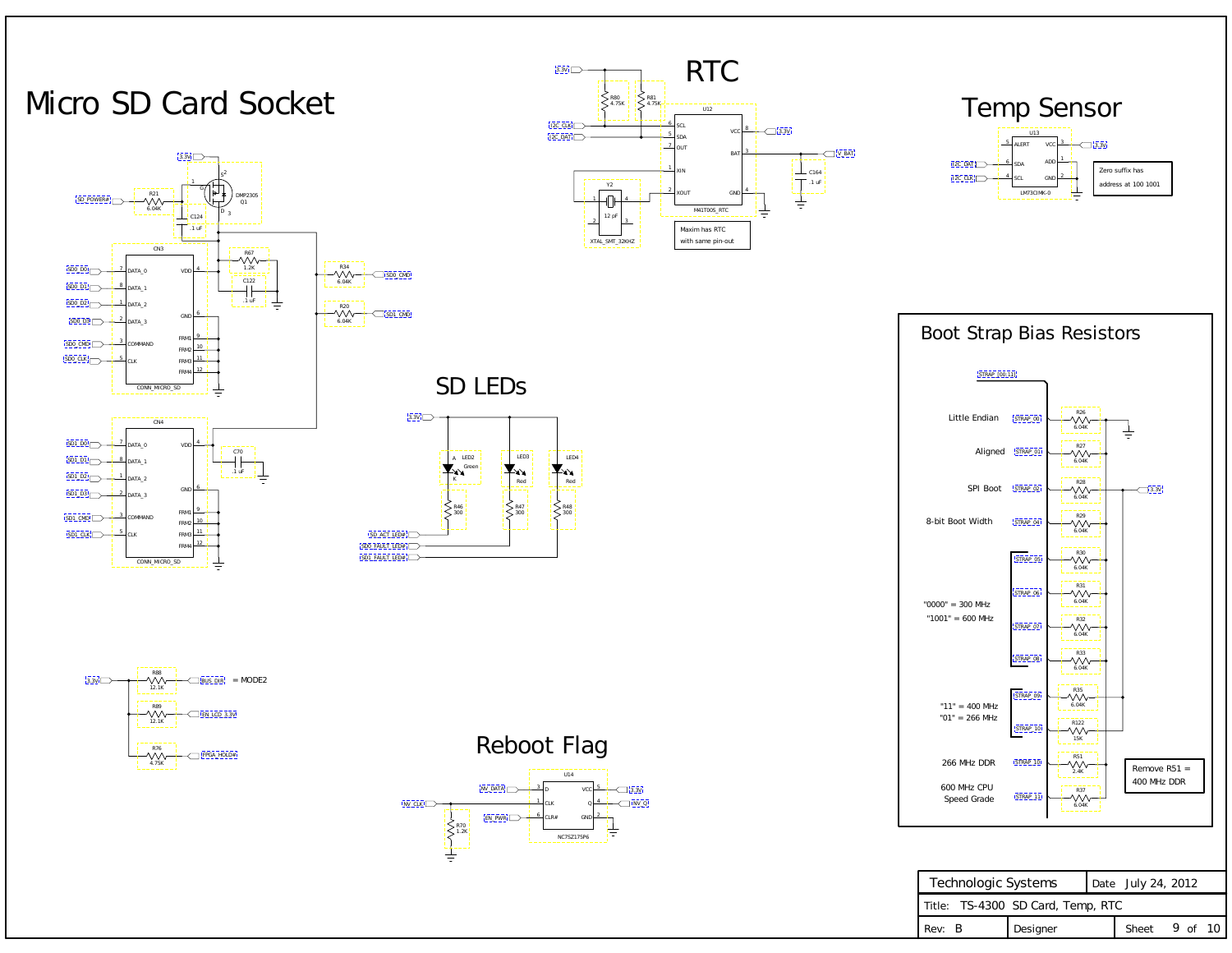# Micro SD Card Socket

3.3V

SD_POWER#

R21 6.04K

Q1 DMP2305

C124 .1 uF

CN3

| Pin | Signal |
|---|---|
| 7 | DATA_0 |
| 8 | DATA_1 |
| 1 | DATA_2 |
| 2 | DATA_3 |
| 3 | COMMAND |
| 5 | CLK |
| 4 | VDD |
| 6 | GND |
| 9 | FRM1 |
| 10 | FRM2 |
| 11 | FRM3 |
| 12 | FRM4 |

CONN_MICRO_SD

SD0_D0, SD0_D1, SD0_D2, SD0_D3, SD0_CMD, SD0_CLK

R67 1.2K

C122 .1 uF

R34 6.04K — SD0_CMD

R20 6.04K — SD1_CMD

CN4

| Pin | Signal |
|---|---|
| 7 | DATA_0 |
| 8 | DATA_1 |
| 1 | DATA_2 |
| 2 | DATA_3 |
| 3 | COMMAND |
| 5 | CLK |
| 4 | VDD |
| 6 | GND |
| 9 | FRM1 |
| 10 | FRM2 |
| 11 | FRM3 |
| 12 | FRM4 |

CONN_MICRO_SD

SD1_D0, SD1_D1, SD1_D2, SD1_D3, SD1_CMD, SD1_CLK

C70 .1 uF

3.3V — R88 12.1K — BUS_DIR = MODE2

R89 12.1K — EN_LCD_3.3V

R76 4.75K — FPGA_HOLD#

# RTC

3.3V

R80 4.75K

R81 4.75K

I2C_CLK, I2C_DAT

U12

| Pin | Signal |
|---|---|
| 6 | SCL |
| 5 | SDA |
| 7 | OUT |
| 1 | XIN |
| 2 | XOUT |
| 8 | VCC |
| 3 | BAT |
| 4 | GND |

M41T00S_RTC

Y2 12 pF XTAL_SMT_32KHZ

C164 .1 uF

V_BAT

Maxim has RTC with same pin-out

# Temp Sensor

U13

| Pin | Signal |
|---|---|
| 5 | ALERT |
| 6 | SDA |
| 4 | SCL |
| 3 | VCC |
| 1 | ADD |
| 2 | GND |

LM73CIMK-0

I2C_DAT, I2C_CLK, 3.3V

Zero suffix has address at 100 1001

# SD LEDs

3.3V

LED2 Green — R46 300 — SD_ACT_LED#

LED3 Red — R47 300 — SD0_FAULT_LED#

LED4 Red — R48 300 — SD1_FAULT_LED#

# Boot Strap Bias Resistors

STRAP_[00:11]

| Function | Strap | Resistor |
|---|---|---|
| Little Endian | STRAP_00 | R26 6.04K |
| Aligned | STRAP_01 | R27 6.04K |
| SPI Boot | STRAP_02 | R28 6.04K |
| 8-bit Boot Width | STRAP_04 | R29 6.04K |
| "0000" = 300 MHz, "1001" = 600 MHz | STRAP_05 | R30 6.04K |
| | STRAP_06 | R31 6.04K |
| | STRAP_07 | R32 6.04K |
| | STRAP_08 | R33 6.04K |
| "11" = 400 MHz, "01" = 266 MHz | STRAP_09 | R35 6.04K |
| | STRAP_10 | R122 15K |
| 266 MHz DDR | STRAP_10 | R51 2.4K |
| 600 MHz CPU Speed Grade | STRAP_11 | R37 6.04K |

3.3V

Remove R51 = 400 MHz DDR

# Reboot Flag

U14

| Pin | Signal |
|---|---|
| 3 | D |
| 1 | CLK |
| 6 | CLR# |
| 5 | VCC |
| 4 | Q |
| 2 | GND |

NC7SZ175P6

NV_DATA, NV_CLK, EN_PWR, 3.3V, NV_Q

R70 1.2K

| Technologic Systems | Date July 24, 2012 | |
|---|---|---|
| Title: TS-4300 SD Card, Temp, RTC | | |
| Rev: B | Designer | Sheet 9 of 10 |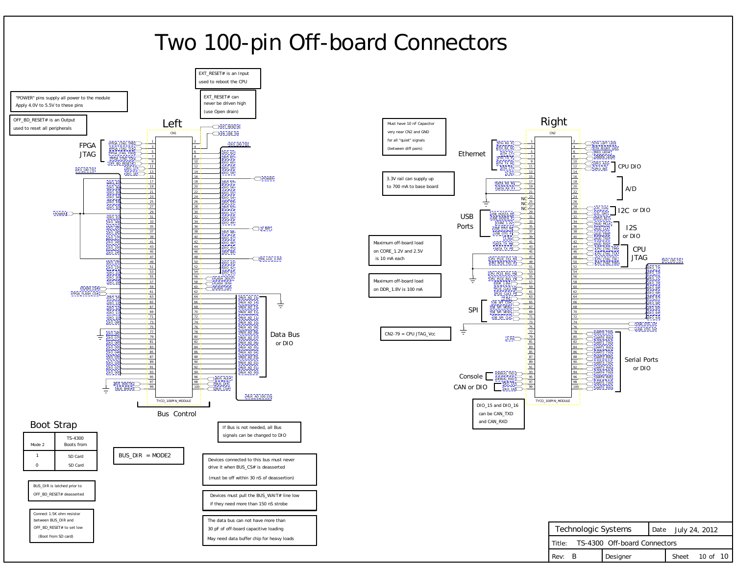# Two 100-pin Off-board Connectors

"POWER" pins supply all power to the module
Apply 4.0V to 5.5V to these pins

OFF_BD_RESET# is an Output
used to reset all peripherals

EXT_RESET# is an Input
used to reboot the CPU

EXT_RESET# can
never be driven high
(use Open drain)

Must have 10 nF Capacitor
very near CN2 and GND
for all "quiet" signals
(between diff pairs)

3.3V rail can supply up
to 700 mA to base board

Maximum off-board load
on CORE_1.2V and 2.5V
is 10 mA each

Maximum off-board load
on DDR_1.8V is 100 mA

CN2-79 = CPU JTAG_Vcc

DIO_15 and DIO_16
can be CAN_TXD
and CAN_RXD

## Left (CN1)

FPGA JTAG: FPGA_JTAG_TMS, FPGA_JTAG_TCK, FPGA_JTAG_TDI, FPGA_JTAG_TDO

| Signal | Pin | Pin | Signal |
|---|---|---|---|
| FPGA_JTAG_TMS | 1 | 2 | EXT_RESET# |
| FPGA_JTAG_TCK | 3 | 4 | EN_USB_5V |
| FPGA_JTAG_TDO | 5 | 6 | DIO_62 |
| FPGA_JTAG_TDI | 7 | 8 | DIO_61 |
| OFF_BD_RESET# | 9 | 10 | DIO_60 |
| DIO_17 | 11 | 12 | DIO_59 |
| DIO_18 | 13 | 14 | DIO_58 |
| POWER | 15 | 16 | POWER |
| DIO_37 | 17 | 18 | DIO_57 |
| DIO_36 | 19 | 20 | DIO_56 |
| DIO_35 | 21 | 22 | DIO_55 |
| DIO_34 | 23 | 24 | DIO_54 |
| DIO_33 | 25 | 26 | DIO_53 |
| DIO_32 | 27 | 28 | DIO_52 |
| POWER | 29 | 30 | DIO_51 |
| DIO_31 | 31 | 32 | DIO_50 |
| DIO_30 | 33 | 34 | DIO_49 |
| DIO_29 | 35 | 36 | V_BAT |
| DIO_28 | 37 | 38 | DIO_48 |
| DIO_27 | 39 | 40 | DIO_47 |
| DIO_26 | 41 | 42 | DIO_46 |
| DIO_25 | 43 | 44 | DIO_45 |
| DIO_24 | 45 | 46 | DIO_44 |
| POWER | 47 | 48 | EN_LCD_3.3V |
| DIO_23 | 49 | 50 | DIO_43 |
| DIO_22 | 51 | 52 | DIO_42 |
| DIO_21 | 53 | 54 | DIO_41 |
| DIO_20 | 55 | 56 | FLASH_DOUT |
| DIO_19 | 57 | 58 | FLASH_DIN |
| FDSH_15# | 59 | 60 | FLASH_CLK |
| FPGA_FLASH_CS# | 61 | 62 | |
| DIO_14 | 63 | 64 | GND |
| DIO_13 | 65 | 66 | MUX_AD_15 |
| DIO_12 | 67 | 68 | MUX_AD_14 |
| DIO_11 | 69 | 70 | MUX_AD_13 |
| DIO_10 | 71 | 72 | MUX_AD_12 |
| DIO_09 | 73 | 74 | MUX_AD_11 |
| GND | 75 | 76 | MUX_AD_10 |
| DIO_08 | 77 | 78 | MUX_AD_09 |
| DIO_07 | 79 | 80 | MUX_AD_08 |
| DIO_06 | 81 | 82 | MUX_AD_07 |
| DIO_05 | 83 | 84 | MUX_AD_06 |
| DIO_04 | 85 | 86 | MUX_AD_05 |
| DIO_03 | 87 | 88 | MUX_AD_04 |
| DIO_02 | 89 | 90 | MUX_AD_03 |
| DIO_01 | 91 | 92 | MUX_AD_02 |
| DIO_00 | 93 | 94 | MUX_AD_01 |
| GND | 95 | 96 | MUX_AD_00 |
| BUS_WAIT# | 97 | 98 | BUS_ALE# |
| BUS_BHE# | 99 | 100 | BUS_DIR / BUS_CS# |

DIO_[00:73], MUX_AD_[00:15]

Data Bus or DIO

Bus Control

TYCO_100PIN_MODULE

## Right (CN2)

| Group | Signal | Pin | Pin | Signal | Group |
|---|---|---|---|---|---|
| Ethernet | ETH_RX_P | 1 | 2 | ETH_LEFT_LED | |
| | ETH_RX_M | 3 | 4 | ETH_RIGHT_LED | |
| | ETH_CT | 5 | 6 | RED_LED# | |
| | ETH_TX_P | 7 | 8 | GREEN_LED# | |
| | ETH_TX_M | 9 | 10 | GPIO_A11 | CPU DIO |
| | ETH_CT | 11 | 12 | GPIO_B0 | |
| | 2.5V | 13 | 14 | | |
| | | 15 | 16 | | A/D |
| | SATA_RX_M | 17 | 18 | | |
| | SATA_RX_P | 19 | 20 | | |
| | | 21 | 22 | | |
| | NC | 23 | 24 | | |
| | NC | 25 | 26 | | |
| | NC | 27 | 28 | I2C_CLK | I2C or DIO |
| USB Ports | USB_HOSTA_M | 29 | 30 | I2C_DAT | |
| | USB_HOSTA_P | 31 | 32 | SPI_FRS | |
| | CORE_1.2V | 33 | 34 | AUD_MCLK | I2S or DIO |
| | USB_OTG_M | 35 | 36 | AUD_CLK | |
| | USB_OTG_P | 37 | 38 | AUD_FRM | |
| | 3.3V | 39 | 40 | AUD_TXD | |
| | SATA_TX_M | 41 | 42 | AUD_RXD | |
| | SATA_TX_P | 43 | 44 | CPU_JTAG_TMS | CPU JTAG |
| | | 45 | 46 | CPU_JTAG_TCK | |
| | CPU_PCIE_TX1_M | 47 | 48 | CPU_JTAG_TDI | |
| | CPU_PCIE_TX1_P | 49 | 50 | CPU_JTAG_TDO | |
| | | 51 | 52 | DIO_73 | |
| | CPU_PCIE_RX1_M | 53 | 54 | DIO_72 | |
| | CPU_PCIE_RX1_P | 55 | 56 | DIO_71 | |
| | DDR_1.8V | 57 | 58 | DIO_70 | |
| | PCIE_CLK1_M | 59 | 60 | DIO_69 | |
| | PCIE_CLK1_P | 61 | 62 | DIO_68 | |
| SPI | 2.5V | 63 | 64 | DIO_67 | |
| | OB_SPI_CS# | 65 | 66 | DIO_66 | |
| | OB_SPI_MISO | 67 | 68 | DIO_65 | |
| | OB_SPI_MOSI | 69 | 70 | DIO_64 | |
| | OB_SPI_CLK | 71 | 72 | DIO_63 | |
| | | 73 | 74 | USB_OTG_ID | |
| | GND | 75 | 76 | USB_OTG_5V | |
| | | 77 | 78 | UART0_TXD | Serial Ports or DIO |
| | 3.3V | 79 | 80 | UART0_RXD | |
| | | 81 | 82 | UART1_TXD | |
| | | 83 | 84 | UART1_RXD | |
| | | 85 | 86 | UART2_TXD | |
| | | 87 | 88 | UART2_RXD | |
| | | 89 | 90 | UART3_TXD | |
| | | 91 | 92 | UART3_RXD | |
| Console | DEBUG_TXD | 93 | 94 | UART4_TXD | |
| | DEBUG_RXD | 95 | 96 | UART4_RXD | |
| CAN or DIO | DIO_15 | 97 | 98 | UART5_TXD | |
| | DIO_16 | 99 | 100 | UART5_RXD | |

TYCO_100PIN_MODULE

## Boot Strap

| Mode 2 | TS-4300 Boots from |
|---|---|
| 1 | SD Card |
| 0 | SD Card |

BUS_DIR = MODE2

BUS_DIR is latched prior to OFF_BD_RESET# deasserted

Connect 1.5K ohm resistor between BUS_DIR and OFF_BD_RESET# to set low (Boot from SD card)

If Bus is not needed, all Bus signals can be changed to DIO

Devices connected to this bus must never drive it when BUS_CS# is deasserted
(must be off within 30 nS of deassertion)

Devices must pull the BUS_WAIT# line low if they need more than 150 nS strobe

The data bus can not have more than 30 pF of off-board capacitive loading
May need data buffer chip for heavy loads

| Technologic Systems | Date July 24, 2012 |
|---|---|
| Title: TS-4300 Off-board Connectors | |
| Rev: B | Designer | Sheet 10 of 10 |